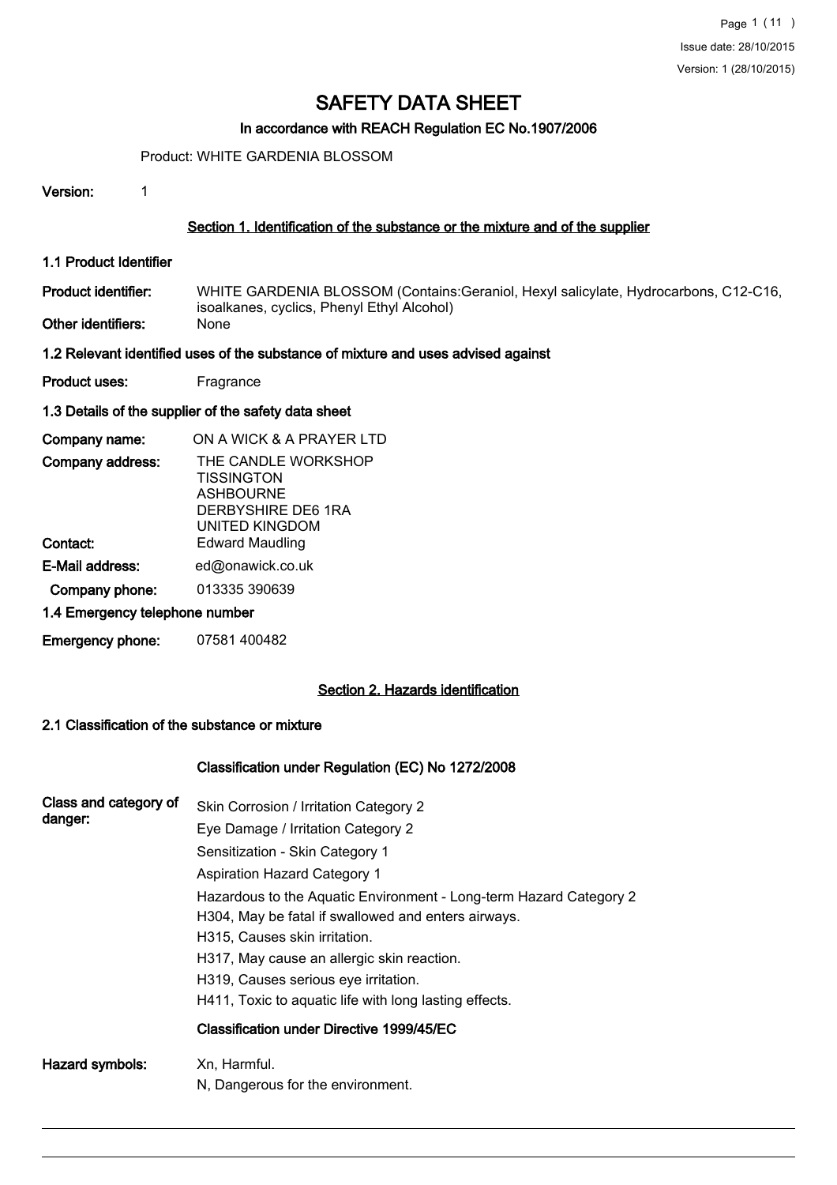# SAFETY DATA SHEET

### In accordance with REACH Regulation EC No.1907/2006

Product: WHITE GARDENIA BLOSSOM

**Version:** 1

## Section 1. Identification of the substance or the mixture and of the supplier

### 1.1 Product Identifier

**Product identifier:** WHITE GARDENIA BLOSSOM (Contains:Geraniol, Hexyl salicylate, Hydrocarbons, C12-C16, isoalkanes, cyclics, Phenyl Ethyl Alcohol)

**Other identifiers:** None

### 1.2 Relevant identified uses of the substance of mixture and uses advised against

**Product uses:** Fragrance

### 1.3 Details of the supplier of the safety data sheet

**Company name:** ON A WICK & A PRAYER LTD

**Company address:** THE CANDLE WORKSHOP
TISSINGTON
ASHBOURNE
DERBYSHIRE DE6 1RA
UNITED KINGDOM

**Contact:** Edward Maudling

**E-Mail address:** ed@onawick.co.uk

**Company phone:** 013335 390639

### 1.4 Emergency telephone number

**Emergency phone:** 07581 400482

## Section 2. Hazards identification

### 2.1 Classification of the substance or mixture

**Classification under Regulation (EC) No 1272/2008**

**Class and category of danger:**

Skin Corrosion / Irritation Category 2
Eye Damage / Irritation Category 2
Sensitization - Skin Category 1
Aspiration Hazard Category 1
Hazardous to the Aquatic Environment - Long-term Hazard Category 2
H304, May be fatal if swallowed and enters airways.
H315, Causes skin irritation.
H317, May cause an allergic skin reaction.
H319, Causes serious eye irritation.
H411, Toxic to aquatic life with long lasting effects.

**Classification under Directive 1999/45/EC**

**Hazard symbols:** Xn, Harmful.
N, Dangerous for the environment.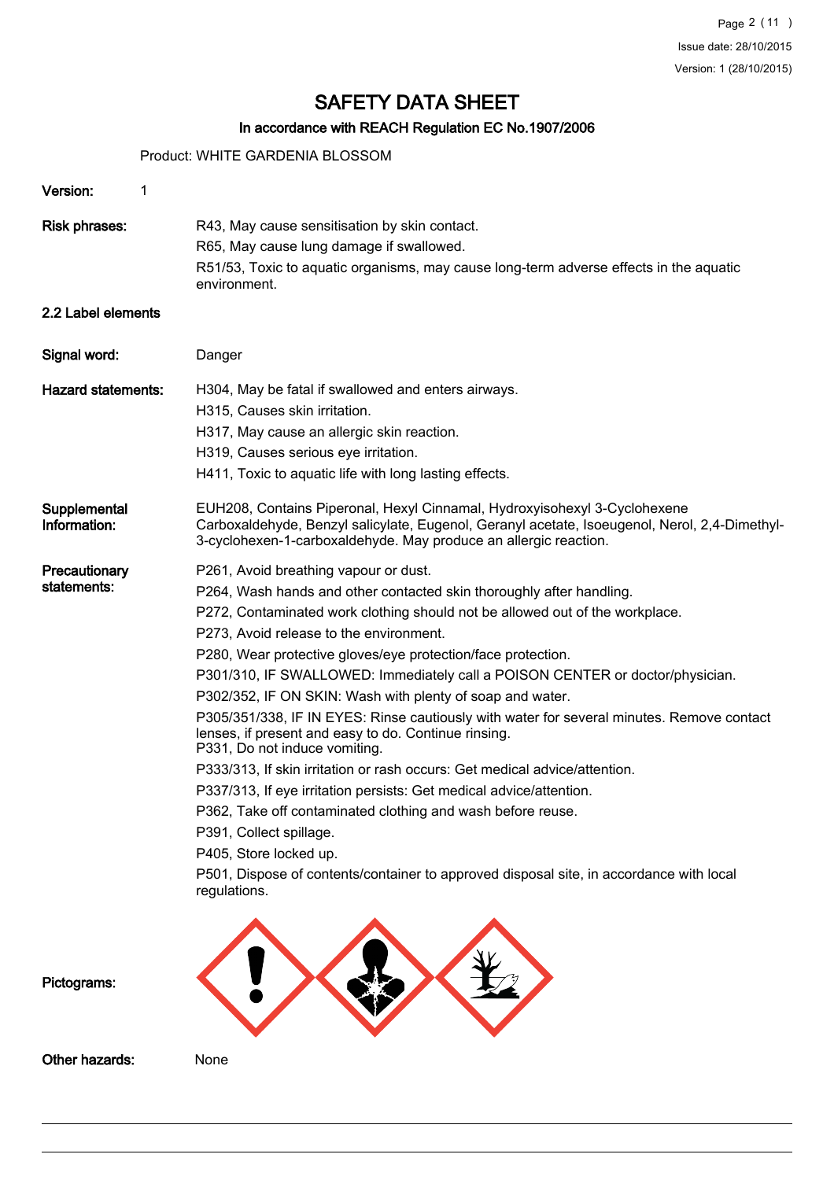# SAFETY DATA SHEET

## In accordance with REACH Regulation EC No.1907/2006

Product: WHITE GARDENIA BLOSSOM

**Version:** 1

**Risk phrases:**
R43, May cause sensitisation by skin contact.
R65, May cause lung damage if swallowed.
R51/53, Toxic to aquatic organisms, may cause long-term adverse effects in the aquatic environment.

### 2.2 Label elements

**Signal word:** Danger

**Hazard statements:**
H304, May be fatal if swallowed and enters airways.
H315, Causes skin irritation.
H317, May cause an allergic skin reaction.
H319, Causes serious eye irritation.
H411, Toxic to aquatic life with long lasting effects.

**Supplemental Information:**
EUH208, Contains Piperonal, Hexyl Cinnamal, Hydroxyisohexyl 3-Cyclohexene Carboxaldehyde, Benzyl salicylate, Eugenol, Geranyl acetate, Isoeugenol, Nerol, 2,4-Dimethyl-3-cyclohexen-1-carboxaldehyde. May produce an allergic reaction.

**Precautionary statements:**
P261, Avoid breathing vapour or dust.
P264, Wash hands and other contacted skin thoroughly after handling.
P272, Contaminated work clothing should not be allowed out of the workplace.
P273, Avoid release to the environment.
P280, Wear protective gloves/eye protection/face protection.
P301/310, IF SWALLOWED: Immediately call a POISON CENTER or doctor/physician.
P302/352, IF ON SKIN: Wash with plenty of soap and water.
P305/351/338, IF IN EYES: Rinse cautiously with water for several minutes. Remove contact lenses, if present and easy to do. Continue rinsing.
P331, Do not induce vomiting.
P333/313, If skin irritation or rash occurs: Get medical advice/attention.
P337/313, If eye irritation persists: Get medical advice/attention.
P362, Take off contaminated clothing and wash before reuse.
P391, Collect spillage.
P405, Store locked up.
P501, Dispose of contents/container to approved disposal site, in accordance with local regulations.

**Pictograms:**

**Other hazards:** None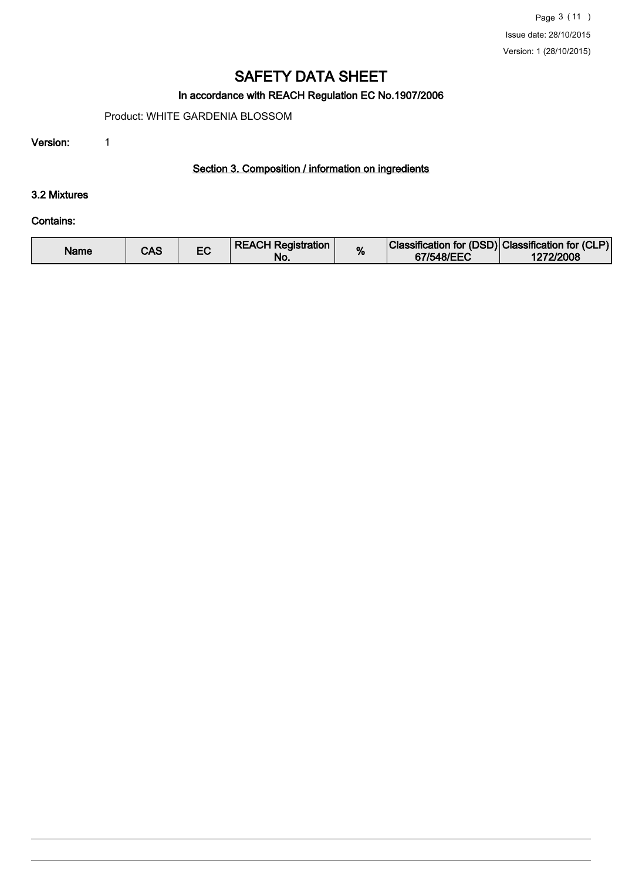# SAFETY DATA SHEET

## In accordance with REACH Regulation EC No.1907/2006

Product: WHITE GARDENIA BLOSSOM

**Version:** 1

### Section 3. Composition / information on ingredients

#### 3.2 Mixtures

**Contains:**

| Name | CAS | EC | REACH Registration No. | % | Classification for (DSD) 67/548/EEC | Classification for (CLP) 1272/2008 |
|---|---|---|---|---|---|---|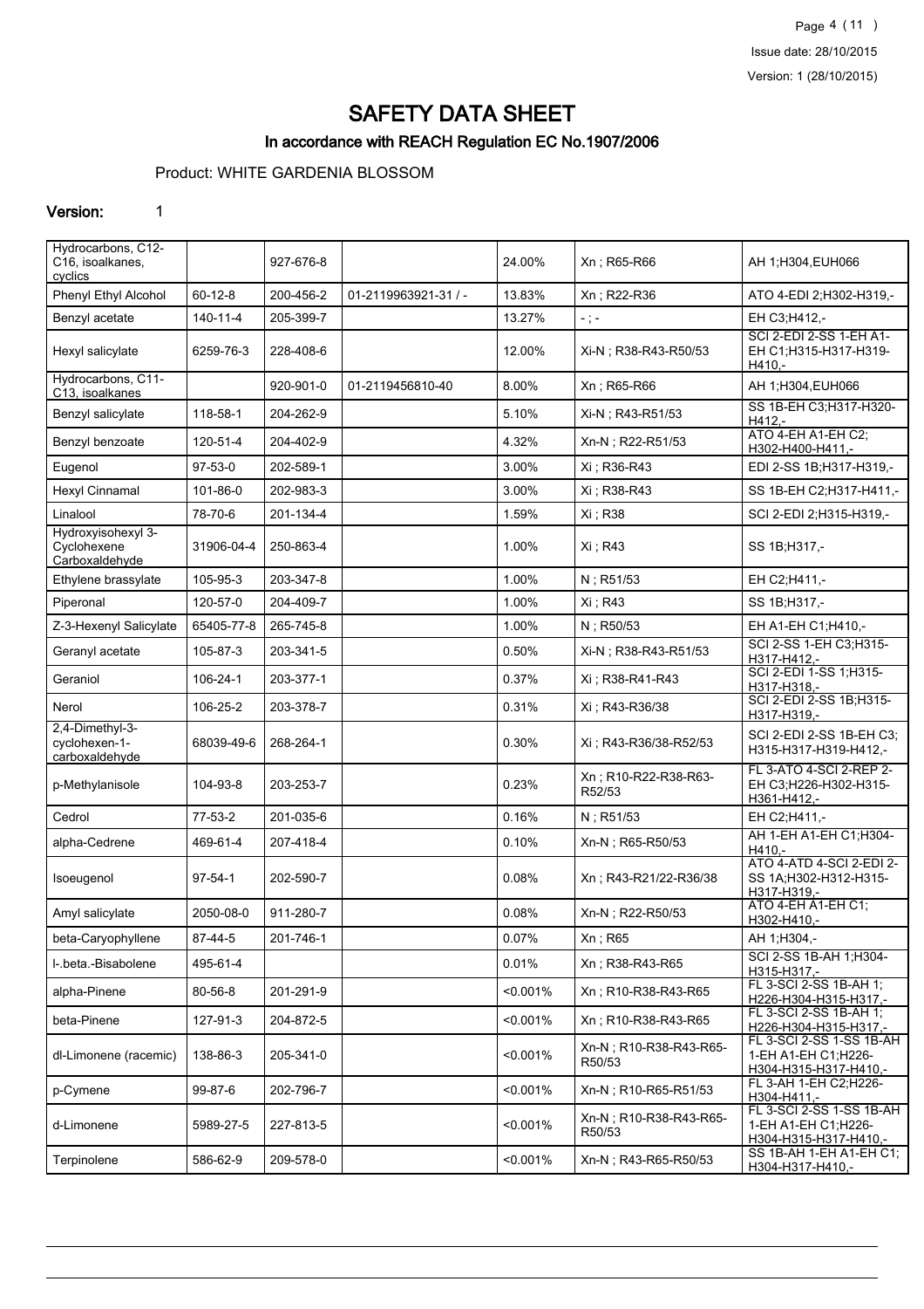# SAFETY DATA SHEET

## In accordance with REACH Regulation EC No.1907/2006

Product: WHITE GARDENIA BLOSSOM

**Version:** 1

| | | | | | | |
|---|---|---|---|---|---|---|
| Hydrocarbons, C12-C16, isoalkanes, cyclics | | 927-676-8 | | 24.00% | Xn ; R65-R66 | AH 1;H304,EUH066 |
| Phenyl Ethyl Alcohol | 60-12-8 | 200-456-2 | 01-2119963921-31 / - | 13.83% | Xn ; R22-R36 | ATO 4-EDI 2;H302-H319,- |
| Benzyl acetate | 140-11-4 | 205-399-7 | | 13.27% | - ; - | EH C3;H412,- |
| Hexyl salicylate | 6259-76-3 | 228-408-6 | | 12.00% | Xi-N ; R38-R43-R50/53 | SCI 2-EDI 2-SS 1-EH A1-EH C1;H315-H317-H319-H410,- |
| Hydrocarbons, C11-C13, isoalkanes | | 920-901-0 | 01-2119456810-40 | 8.00% | Xn ; R65-R66 | AH 1;H304,EUH066 |
| Benzyl salicylate | 118-58-1 | 204-262-9 | | 5.10% | Xi-N ; R43-R51/53 | SS 1B-EH C3;H317-H320-H412,- |
| Benzyl benzoate | 120-51-4 | 204-402-9 | | 4.32% | Xn-N ; R22-R51/53 | ATO 4-EH A1-EH C2; H302-H400-H411,- |
| Eugenol | 97-53-0 | 202-589-1 | | 3.00% | Xi ; R36-R43 | EDI 2-SS 1B;H317-H319,- |
| Hexyl Cinnamal | 101-86-0 | 202-983-3 | | 3.00% | Xi ; R38-R43 | SS 1B-EH C2;H317-H411,- |
| Linalool | 78-70-6 | 201-134-4 | | 1.59% | Xi ; R38 | SCI 2-EDI 2;H315-H319,- |
| Hydroxyisohexyl 3-Cyclohexene Carboxaldehyde | 31906-04-4 | 250-863-4 | | 1.00% | Xi ; R43 | SS 1B;H317,- |
| Ethylene brassylate | 105-95-3 | 203-347-8 | | 1.00% | N ; R51/53 | EH C2;H411,- |
| Piperonal | 120-57-0 | 204-409-7 | | 1.00% | Xi ; R43 | SS 1B;H317,- |
| Z-3-Hexenyl Salicylate | 65405-77-8 | 265-745-8 | | 1.00% | N ; R50/53 | EH A1-EH C1;H410,- |
| Geranyl acetate | 105-87-3 | 203-341-5 | | 0.50% | Xi-N ; R38-R43-R51/53 | SCI 2-SS 1-EH C3;H315-H317-H412,- |
| Geraniol | 106-24-1 | 203-377-1 | | 0.37% | Xi ; R38-R41-R43 | SCI 2-EDI 1-SS 1;H315-H317-H318,- |
| Nerol | 106-25-2 | 203-378-7 | | 0.31% | Xi ; R43-R36/38 | SCI 2-EDI 2-SS 1B;H315-H317-H319,- |
| 2,4-Dimethyl-3-cyclohexen-1-carboxaldehyde | 68039-49-6 | 268-264-1 | | 0.30% | Xi ; R43-R36/38-R52/53 | SCI 2-EDI 2-SS 1B-EH C3;H315-H317-H319-H412,- |
| p-Methylanisole | 104-93-8 | 203-253-7 | | 0.23% | Xn ; R10-R22-R38-R63-R52/53 | FL 3-ATO 4-SCI 2-REP 2-EH C3;H226-H302-H315-H361-H412,- |
| Cedrol | 77-53-2 | 201-035-6 | | 0.16% | N ; R51/53 | EH C2;H411,- |
| alpha-Cedrene | 469-61-4 | 207-418-4 | | 0.10% | Xn-N ; R65-R50/53 | AH 1-EH A1-EH C1;H304-H410,- |
| Isoeugenol | 97-54-1 | 202-590-7 | | 0.08% | Xn ; R43-R21/22-R36/38 | ATO 4-ATD 4-SCI 2-EDI 2-SS 1A;H302-H312-H315-H317-H319,- |
| Amyl salicylate | 2050-08-0 | 911-280-7 | | 0.08% | Xn-N ; R22-R50/53 | ATO 4-EH A1-EH C1; H302-H410,- |
| beta-Caryophyllene | 87-44-5 | 201-746-1 | | 0.07% | Xn ; R65 | AH 1;H304,- |
| l-.beta.-Bisabolene | 495-61-4 | | | 0.01% | Xn ; R38-R43-R65 | SCI 2-SS 1B-AH 1;H304-H315-H317,- |
| alpha-Pinene | 80-56-8 | 201-291-9 | | <0.001% | Xn ; R10-R38-R43-R65 | FL 3-SCI 2-SS 1B-AH 1; H226-H304-H315-H317,- |
| beta-Pinene | 127-91-3 | 204-872-5 | | <0.001% | Xn ; R10-R38-R43-R65 | FL 3-SCI 2-SS 1B-AH 1; H226-H304-H315-H317,- |
| dl-Limonene (racemic) | 138-86-3 | 205-341-0 | | <0.001% | Xn-N ; R10-R38-R43-R65-R50/53 | FL 3-SCI 2-SS 1-SS 1B-AH 1-EH A1-EH C1;H226-H304-H315-H317-H410,- |
| p-Cymene | 99-87-6 | 202-796-7 | | <0.001% | Xn-N ; R10-R65-R51/53 | FL 3-AH 1-EH C2;H226-H304-H411,- |
| d-Limonene | 5989-27-5 | 227-813-5 | | <0.001% | Xn-N ; R10-R38-R43-R65-R50/53 | FL 3-SCI 2-SS 1-SS 1B-AH 1-EH A1-EH C1;H226-H304-H315-H317-H410,- |
| Terpinolene | 586-62-9 | 209-578-0 | | <0.001% | Xn-N ; R43-R65-R50/53 | SS 1B-AH 1-EH A1-EH C1; H304-H317-H410,- |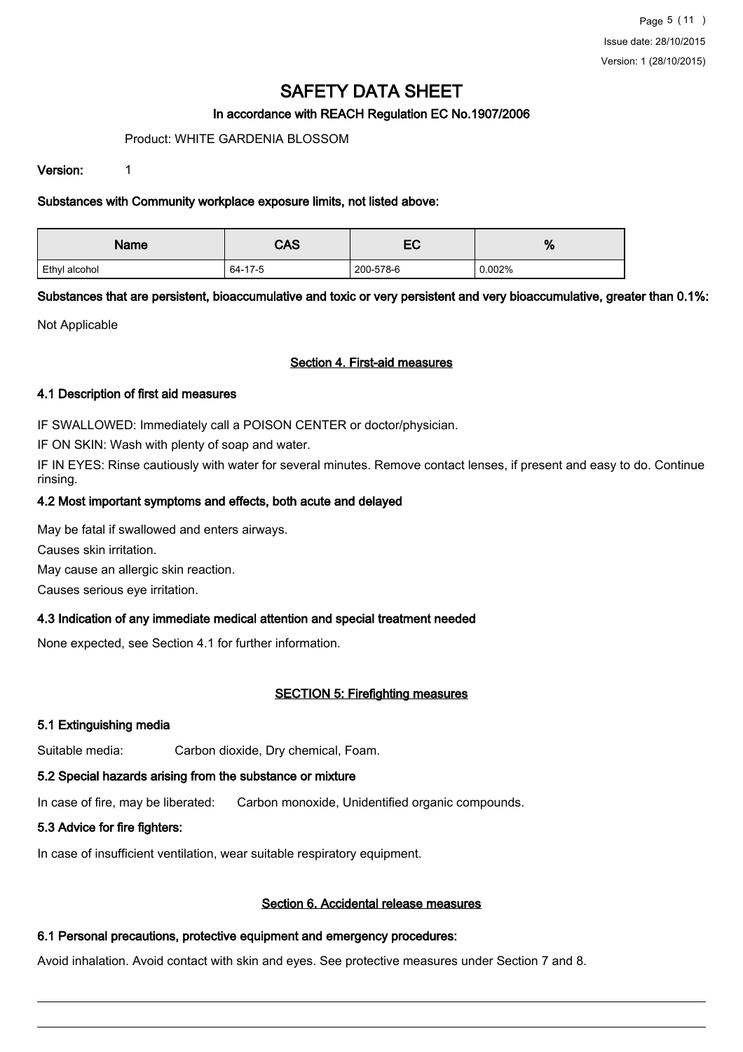# SAFETY DATA SHEET

**In accordance with REACH Regulation EC No.1907/2006**

Product: WHITE GARDENIA BLOSSOM

**Version:** 1

**Substances with Community workplace exposure limits, not listed above:**

| Name | CAS | EC | % |
|---|---|---|---|
| Ethyl alcohol | 64-17-5 | 200-578-6 | 0.002% |

**Substances that are persistent, bioaccumulative and toxic or very persistent and very bioaccumulative, greater than 0.1%:**

Not Applicable

## Section 4. First-aid measures

### 4.1 Description of first aid measures

IF SWALLOWED: Immediately call a POISON CENTER or doctor/physician.

IF ON SKIN: Wash with plenty of soap and water.

IF IN EYES: Rinse cautiously with water for several minutes. Remove contact lenses, if present and easy to do. Continue rinsing.

### 4.2 Most important symptoms and effects, both acute and delayed

May be fatal if swallowed and enters airways.

Causes skin irritation.

May cause an allergic skin reaction.

Causes serious eye irritation.

### 4.3 Indication of any immediate medical attention and special treatment needed

None expected, see Section 4.1 for further information.

## SECTION 5: Firefighting measures

### 5.1 Extinguishing media

Suitable media: Carbon dioxide, Dry chemical, Foam.

### 5.2 Special hazards arising from the substance or mixture

In case of fire, may be liberated: Carbon monoxide, Unidentified organic compounds.

### 5.3 Advice for fire fighters:

In case of insufficient ventilation, wear suitable respiratory equipment.

## Section 6. Accidental release measures

### 6.1 Personal precautions, protective equipment and emergency procedures:

Avoid inhalation. Avoid contact with skin and eyes. See protective measures under Section 7 and 8.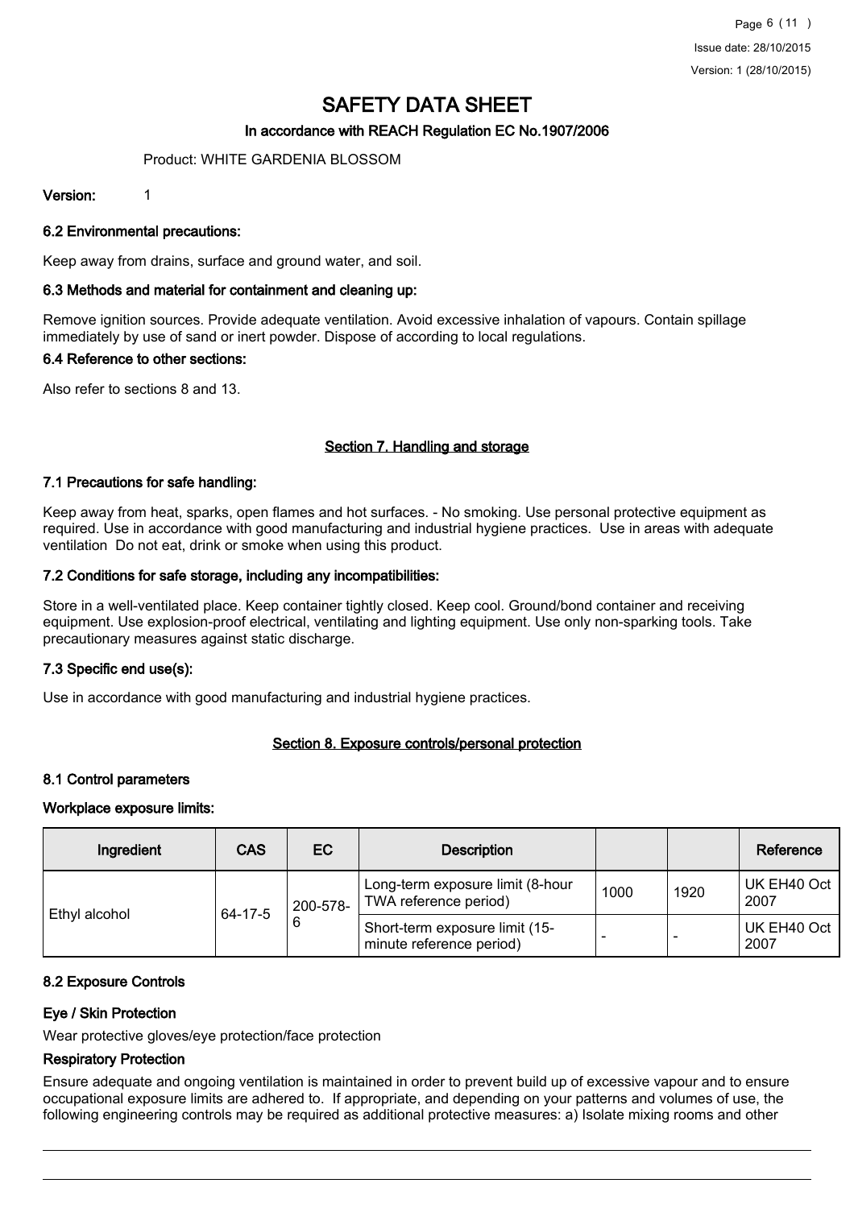# SAFETY DATA SHEET

## In accordance with REACH Regulation EC No.1907/2006

Product: WHITE GARDENIA BLOSSOM

**Version:** 1

### 6.2 Environmental precautions:

Keep away from drains, surface and ground water, and soil.

### 6.3 Methods and material for containment and cleaning up:

Remove ignition sources. Provide adequate ventilation. Avoid excessive inhalation of vapours. Contain spillage immediately by use of sand or inert powder. Dispose of according to local regulations.

### 6.4 Reference to other sections:

Also refer to sections 8 and 13.

## Section 7. Handling and storage

### 7.1 Precautions for safe handling:

Keep away from heat, sparks, open flames and hot surfaces. - No smoking. Use personal protective equipment as required. Use in accordance with good manufacturing and industrial hygiene practices. Use in areas with adequate ventilation Do not eat, drink or smoke when using this product.

### 7.2 Conditions for safe storage, including any incompatibilities:

Store in a well-ventilated place. Keep container tightly closed. Keep cool. Ground/bond container and receiving equipment. Use explosion-proof electrical, ventilating and lighting equipment. Use only non-sparking tools. Take precautionary measures against static discharge.

### 7.3 Specific end use(s):

Use in accordance with good manufacturing and industrial hygiene practices.

## Section 8. Exposure controls/personal protection

### 8.1 Control parameters

### Workplace exposure limits:

| Ingredient | CAS | EC | Description | | | Reference |
|---|---|---|---|---|---|---|
| Ethyl alcohol | 64-17-5 | 200-578-6 | Long-term exposure limit (8-hour TWA reference period) | 1000 | 1920 | UK EH40 Oct 2007 |
| | | | Short-term exposure limit (15-minute reference period) | - | - | UK EH40 Oct 2007 |

### 8.2 Exposure Controls

### Eye / Skin Protection

Wear protective gloves/eye protection/face protection

### Respiratory Protection

Ensure adequate and ongoing ventilation is maintained in order to prevent build up of excessive vapour and to ensure occupational exposure limits are adhered to. If appropriate, and depending on your patterns and volumes of use, the following engineering controls may be required as additional protective measures: a) Isolate mixing rooms and other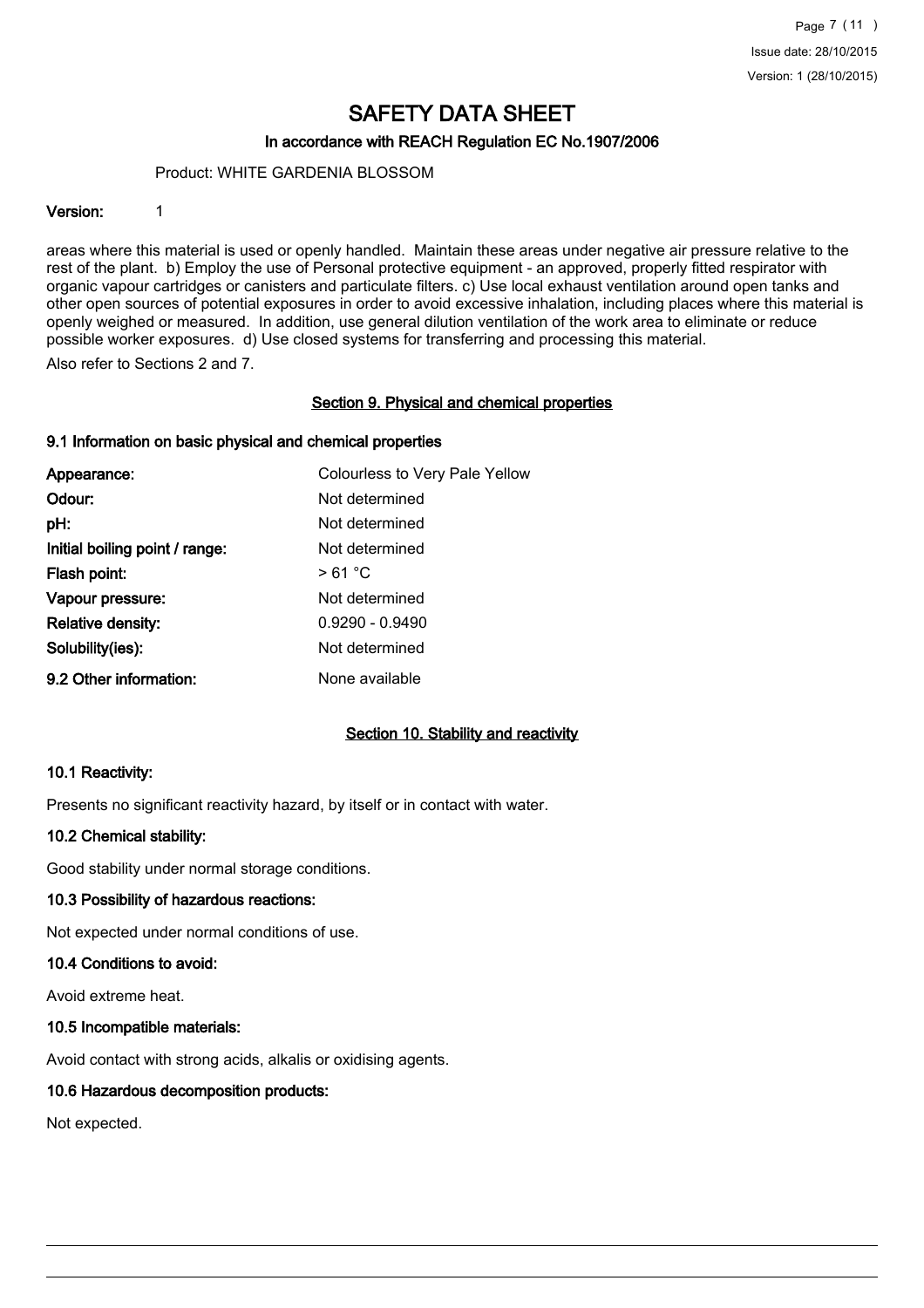# SAFETY DATA SHEET

**In accordance with REACH Regulation EC No.1907/2006**

Product: WHITE GARDENIA BLOSSOM

**Version:** 1

areas where this material is used or openly handled. Maintain these areas under negative air pressure relative to the rest of the plant. b) Employ the use of Personal protective equipment - an approved, properly fitted respirator with organic vapour cartridges or canisters and particulate filters. c) Use local exhaust ventilation around open tanks and other open sources of potential exposures in order to avoid excessive inhalation, including places where this material is openly weighed or measured. In addition, use general dilution ventilation of the work area to eliminate or reduce possible worker exposures. d) Use closed systems for transferring and processing this material.

Also refer to Sections 2 and 7.

## Section 9. Physical and chemical properties

### 9.1 Information on basic physical and chemical properties

| | |
|---|---|
| **Appearance:** | Colourless to Very Pale Yellow |
| **Odour:** | Not determined |
| **pH:** | Not determined |
| **Initial boiling point / range:** | Not determined |
| **Flash point:** | > 61 °C |
| **Vapour pressure:** | Not determined |
| **Relative density:** | 0.9290 - 0.9490 |
| **Solubility(ies):** | Not determined |
| **9.2 Other information:** | None available |

## Section 10. Stability and reactivity

### 10.1 Reactivity:

Presents no significant reactivity hazard, by itself or in contact with water.

### 10.2 Chemical stability:

Good stability under normal storage conditions.

### 10.3 Possibility of hazardous reactions:

Not expected under normal conditions of use.

### 10.4 Conditions to avoid:

Avoid extreme heat.

### 10.5 Incompatible materials:

Avoid contact with strong acids, alkalis or oxidising agents.

### 10.6 Hazardous decomposition products:

Not expected.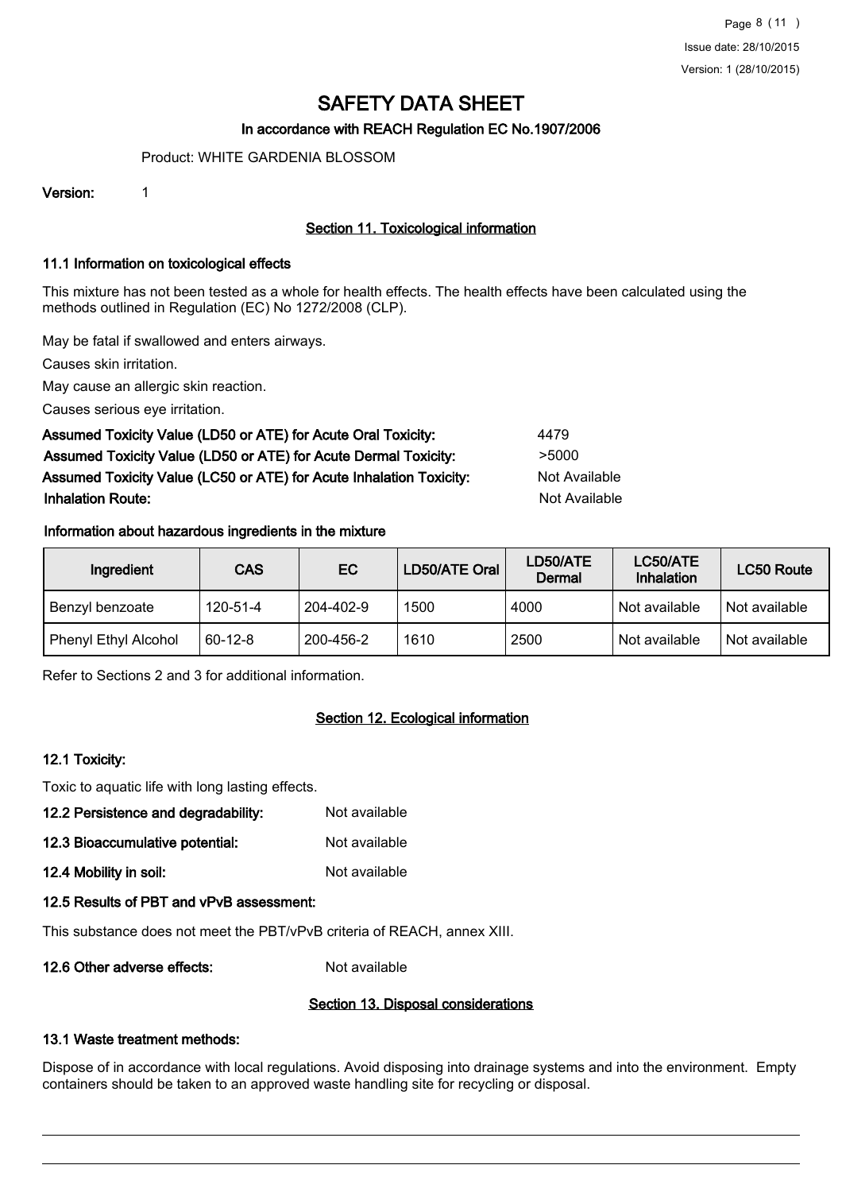# SAFETY DATA SHEET

**In accordance with REACH Regulation EC No.1907/2006**

Product: WHITE GARDENIA BLOSSOM

**Version:** 1

## Section 11. Toxicological information

### 11.1 Information on toxicological effects

This mixture has not been tested as a whole for health effects. The health effects have been calculated using the methods outlined in Regulation (EC) No 1272/2008 (CLP).

May be fatal if swallowed and enters airways.

Causes skin irritation.

May cause an allergic skin reaction.

Causes serious eye irritation.

**Assumed Toxicity Value (LD50 or ATE) for Acute Oral Toxicity:** 4479

**Assumed Toxicity Value (LD50 or ATE) for Acute Dermal Toxicity:** >5000

**Assumed Toxicity Value (LC50 or ATE) for Acute Inhalation Toxicity:** Not Available

**Inhalation Route:** Not Available

#### Information about hazardous ingredients in the mixture

| Ingredient | CAS | EC | LD50/ATE Oral | LD50/ATE Dermal | LC50/ATE Inhalation | LC50 Route |
|---|---|---|---|---|---|---|
| Benzyl benzoate | 120-51-4 | 204-402-9 | 1500 | 4000 | Not available | Not available |
| Phenyl Ethyl Alcohol | 60-12-8 | 200-456-2 | 1610 | 2500 | Not available | Not available |

Refer to Sections 2 and 3 for additional information.

## Section 12. Ecological information

### 12.1 Toxicity:

Toxic to aquatic life with long lasting effects.

**12.2 Persistence and degradability:** Not available

**12.3 Bioaccumulative potential:** Not available

**12.4 Mobility in soil:** Not available

### 12.5 Results of PBT and vPvB assessment:

This substance does not meet the PBT/vPvB criteria of REACH, annex XIII.

**12.6 Other adverse effects:** Not available

## Section 13. Disposal considerations

### 13.1 Waste treatment methods:

Dispose of in accordance with local regulations. Avoid disposing into drainage systems and into the environment. Empty containers should be taken to an approved waste handling site for recycling or disposal.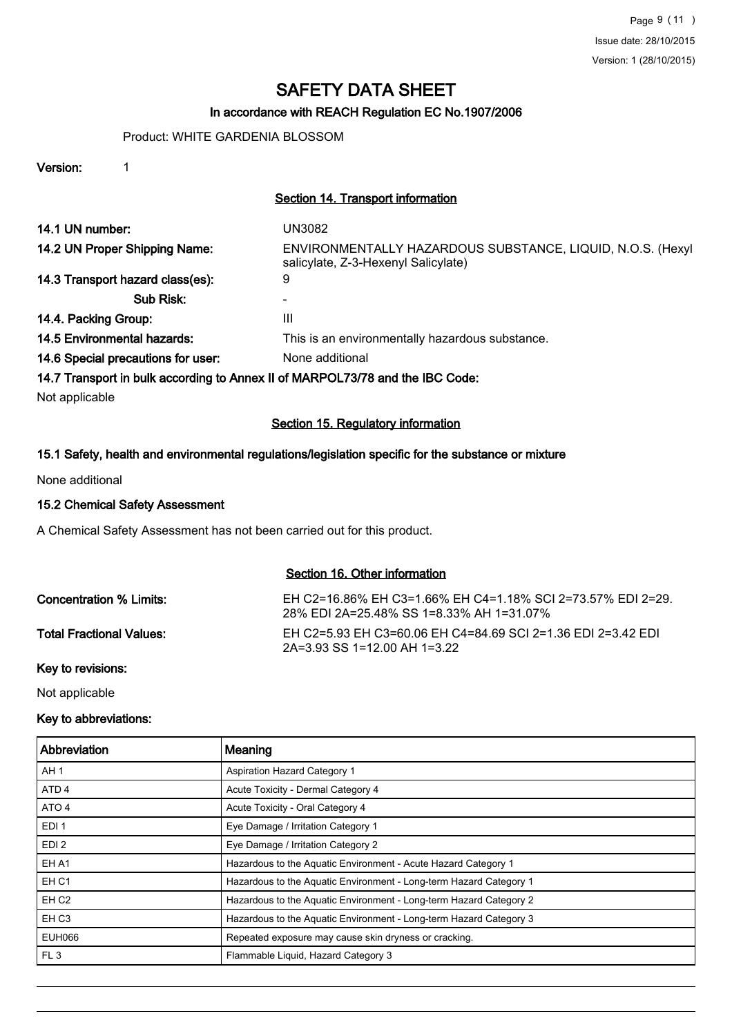# SAFETY DATA SHEET

## In accordance with REACH Regulation EC No.1907/2006

Product: WHITE GARDENIA BLOSSOM

**Version:** 1

## Section 14. Transport information

**14.1 UN number:** UN3082

**14.2 UN Proper Shipping Name:** ENVIRONMENTALLY HAZARDOUS SUBSTANCE, LIQUID, N.O.S. (Hexyl salicylate, Z-3-Hexenyl Salicylate)

**14.3 Transport hazard class(es):** 9

**Sub Risk:** -

**14.4. Packing Group:** III

**14.5 Environmental hazards:** This is an environmentally hazardous substance.

**14.6 Special precautions for user:** None additional

**14.7 Transport in bulk according to Annex II of MARPOL73/78 and the IBC Code:**

Not applicable

## Section 15. Regulatory information

### 15.1 Safety, health and environmental regulations/legislation specific for the substance or mixture

None additional

### 15.2 Chemical Safety Assessment

A Chemical Safety Assessment has not been carried out for this product.

## Section 16. Other information

**Concentration % Limits:** EH C2=16.86% EH C3=1.66% EH C4=1.18% SCI 2=73.57% EDI 2=29.28% EDI 2A=25.48% SS 1=8.33% AH 1=31.07%

**Total Fractional Values:** EH C2=5.93 EH C3=60.06 EH C4=84.69 SCI 2=1.36 EDI 2=3.42 EDI 2A=3.93 SS 1=12.00 AH 1=3.22

**Key to revisions:**

Not applicable

**Key to abbreviations:**

| Abbreviation | Meaning |
|---|---|
| AH 1 | Aspiration Hazard Category 1 |
| ATD 4 | Acute Toxicity - Dermal Category 4 |
| ATO 4 | Acute Toxicity - Oral Category 4 |
| EDI 1 | Eye Damage / Irritation Category 1 |
| EDI 2 | Eye Damage / Irritation Category 2 |
| EH A1 | Hazardous to the Aquatic Environment - Acute Hazard Category 1 |
| EH C1 | Hazardous to the Aquatic Environment - Long-term Hazard Category 1 |
| EH C2 | Hazardous to the Aquatic Environment - Long-term Hazard Category 2 |
| EH C3 | Hazardous to the Aquatic Environment - Long-term Hazard Category 3 |
| EUH066 | Repeated exposure may cause skin dryness or cracking. |
| FL 3 | Flammable Liquid, Hazard Category 3 |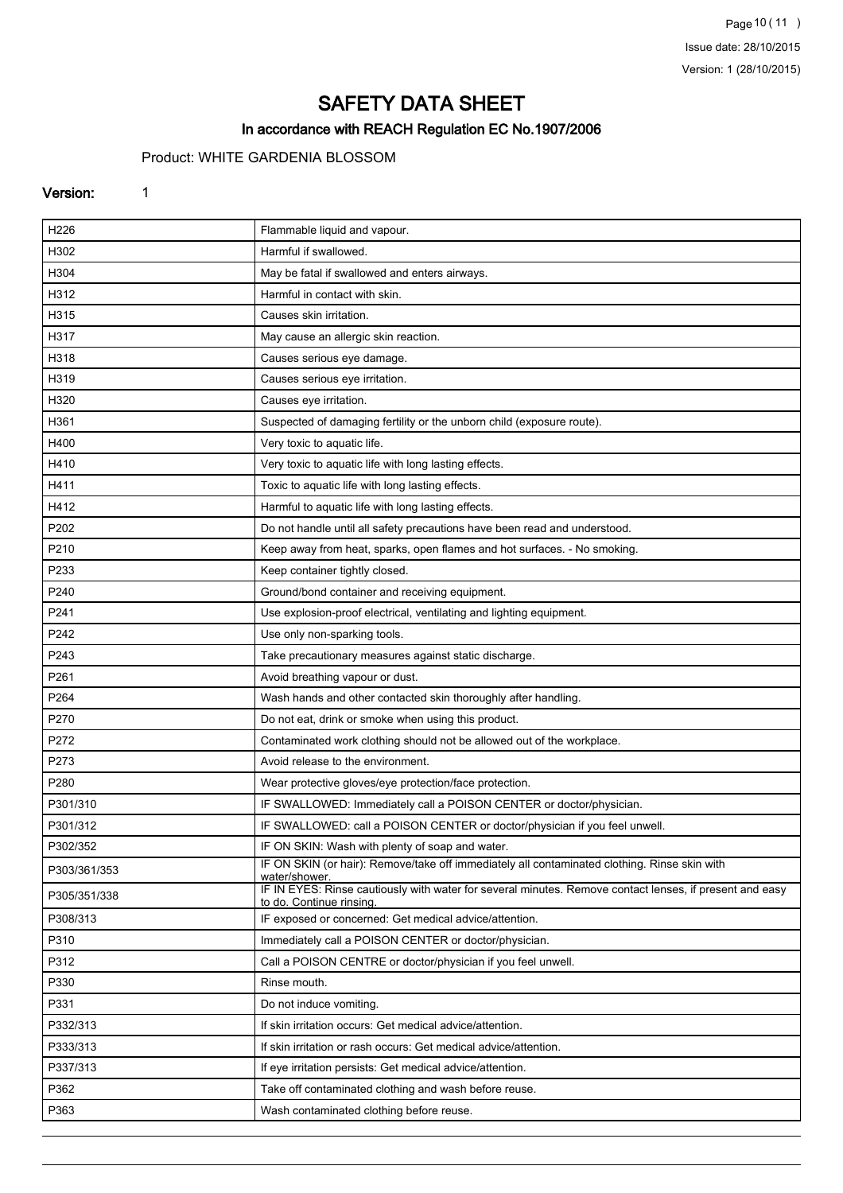# SAFETY DATA SHEET

## In accordance with REACH Regulation EC No.1907/2006

Product: WHITE GARDENIA BLOSSOM

**Version:** 1

| | |
|---|---|
| H226 | Flammable liquid and vapour. |
| H302 | Harmful if swallowed. |
| H304 | May be fatal if swallowed and enters airways. |
| H312 | Harmful in contact with skin. |
| H315 | Causes skin irritation. |
| H317 | May cause an allergic skin reaction. |
| H318 | Causes serious eye damage. |
| H319 | Causes serious eye irritation. |
| H320 | Causes eye irritation. |
| H361 | Suspected of damaging fertility or the unborn child (exposure route). |
| H400 | Very toxic to aquatic life. |
| H410 | Very toxic to aquatic life with long lasting effects. |
| H411 | Toxic to aquatic life with long lasting effects. |
| H412 | Harmful to aquatic life with long lasting effects. |
| P202 | Do not handle until all safety precautions have been read and understood. |
| P210 | Keep away from heat, sparks, open flames and hot surfaces. - No smoking. |
| P233 | Keep container tightly closed. |
| P240 | Ground/bond container and receiving equipment. |
| P241 | Use explosion-proof electrical, ventilating and lighting equipment. |
| P242 | Use only non-sparking tools. |
| P243 | Take precautionary measures against static discharge. |
| P261 | Avoid breathing vapour or dust. |
| P264 | Wash hands and other contacted skin thoroughly after handling. |
| P270 | Do not eat, drink or smoke when using this product. |
| P272 | Contaminated work clothing should not be allowed out of the workplace. |
| P273 | Avoid release to the environment. |
| P280 | Wear protective gloves/eye protection/face protection. |
| P301/310 | IF SWALLOWED: Immediately call a POISON CENTER or doctor/physician. |
| P301/312 | IF SWALLOWED: call a POISON CENTER or doctor/physician if you feel unwell. |
| P302/352 | IF ON SKIN: Wash with plenty of soap and water. |
| P303/361/353 | IF ON SKIN (or hair): Remove/take off immediately all contaminated clothing. Rinse skin with water/shower. |
| P305/351/338 | IF IN EYES: Rinse cautiously with water for several minutes. Remove contact lenses, if present and easy to do. Continue rinsing. |
| P308/313 | IF exposed or concerned: Get medical advice/attention. |
| P310 | Immediately call a POISON CENTER or doctor/physician. |
| P312 | Call a POISON CENTRE or doctor/physician if you feel unwell. |
| P330 | Rinse mouth. |
| P331 | Do not induce vomiting. |
| P332/313 | If skin irritation occurs: Get medical advice/attention. |
| P333/313 | If skin irritation or rash occurs: Get medical advice/attention. |
| P337/313 | If eye irritation persists: Get medical advice/attention. |
| P362 | Take off contaminated clothing and wash before reuse. |
| P363 | Wash contaminated clothing before reuse. |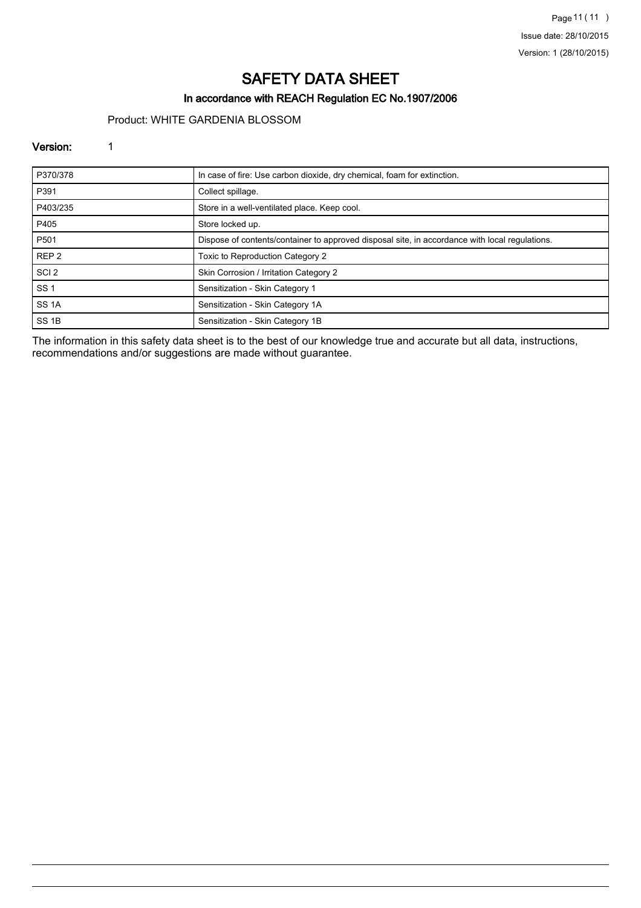# SAFETY DATA SHEET

## In accordance with REACH Regulation EC No.1907/2006

Product: WHITE GARDENIA BLOSSOM

**Version:** 1

| | |
|---|---|
| P370/378 | In case of fire: Use carbon dioxide, dry chemical, foam for extinction. |
| P391 | Collect spillage. |
| P403/235 | Store in a well-ventilated place. Keep cool. |
| P405 | Store locked up. |
| P501 | Dispose of contents/container to approved disposal site, in accordance with local regulations. |
| REP 2 | Toxic to Reproduction Category 2 |
| SCI 2 | Skin Corrosion / Irritation Category 2 |
| SS 1 | Sensitization - Skin Category 1 |
| SS 1A | Sensitization - Skin Category 1A |
| SS 1B | Sensitization - Skin Category 1B |

The information in this safety data sheet is to the best of our knowledge true and accurate but all data, instructions, recommendations and/or suggestions are made without guarantee.